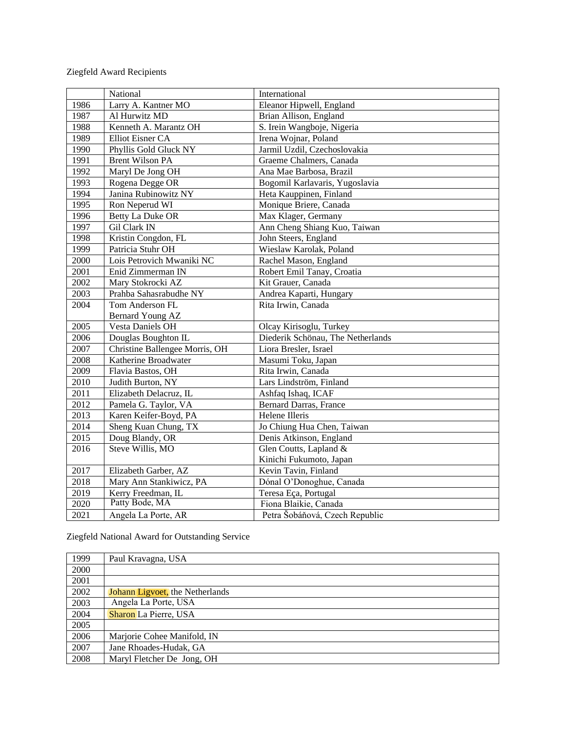Ziegfeld Award Recipients

| | National | International |
|---|---|---|
| 1986 | Larry A. Kantner MO | Eleanor Hipwell, England |
| 1987 | Al Hurwitz MD | Brian Allison, England |
| 1988 | Kenneth A. Marantz OH | S. Irein Wangboje, Nigeria |
| 1989 | Elliot Eisner CA | Irena Wojnar, Poland |
| 1990 | Phyllis Gold Gluck NY | Jarmil Uzdil, Czechoslovakia |
| 1991 | Brent Wilson PA | Graeme Chalmers, Canada |
| 1992 | Maryl De Jong OH | Ana Mae Barbosa, Brazil |
| 1993 | Rogena Degge OR | Bogomil Karlavaris, Yugoslavia |
| 1994 | Janina Rubinowitz NY | Heta Kauppinen, Finland |
| 1995 | Ron Neperud WI | Monique Briere, Canada |
| 1996 | Betty La Duke OR | Max Klager, Germany |
| 1997 | Gil Clark IN | Ann Cheng Shiang Kuo, Taiwan |
| 1998 | Kristin Congdon, FL | John Steers, England |
| 1999 | Patricia Stuhr OH | Wieslaw Karolak, Poland |
| 2000 | Lois Petrovich Mwaniki NC | Rachel Mason, England |
| 2001 | Enid Zimmerman IN | Robert Emil Tanay, Croatia |
| 2002 | Mary Stokrocki AZ | Kit Grauer, Canada |
| 2003 | Prahba Sahasrabudhe NY | Andrea Kaparti, Hungary |
| 2004 | Tom Anderson FL<br>Bernard Young AZ | Rita Irwin, Canada |
| 2005 | Vesta Daniels OH | Olcay Kirisoglu, Turkey |
| 2006 | Douglas Boughton IL | Diederik Schönau, The Netherlands |
| 2007 | Christine Ballengee Morris, OH | Liora Bresler, Israel |
| 2008 | Katherine Broadwater | Masumi Toku, Japan |
| 2009 | Flavia Bastos, OH | Rita Irwin, Canada |
| 2010 | Judith Burton, NY | Lars Lindström, Finland |
| 2011 | Elizabeth Delacruz, IL | Ashfaq Ishaq, ICAF |
| 2012 | Pamela G. Taylor, VA | Bernard Darras, France |
| 2013 | Karen Keifer-Boyd, PA | Helene Illeris |
| 2014 | Sheng Kuan Chung, TX | Jo Chiung Hua Chen, Taiwan |
| 2015 | Doug Blandy, OR | Denis Atkinson, England |
| 2016 | Steve Willis, MO | Glen Coutts, Lapland &<br>Kinichi Fukumoto, Japan |
| 2017 | Elizabeth Garber, AZ | Kevin Tavin, Finland |
| 2018 | Mary Ann Stankiwicz, PA | Dónal O'Donoghue, Canada |
| 2019 | Kerry Freedman, IL | Teresa Eça, Portugal |
| 2020 | Patty Bode, MA | Fiona Blaikie, Canada |
| 2021 | Angela La Porte, AR | Petra Šobáňová, Czech Republic |

Ziegfeld National Award for Outstanding Service

| | |
|---|---|
| 1999 | Paul Kravagna, USA |
| 2000 | |
| 2001 | |
| 2002 | Johann Ligvoet, the Netherlands |
| 2003 | Angela La Porte, USA |
| 2004 | Sharon La Pierre, USA |
| 2005 | |
| 2006 | Marjorie Cohee Manifold, IN |
| 2007 | Jane Rhoades-Hudak, GA |
| 2008 | Maryl Fletcher De Jong, OH |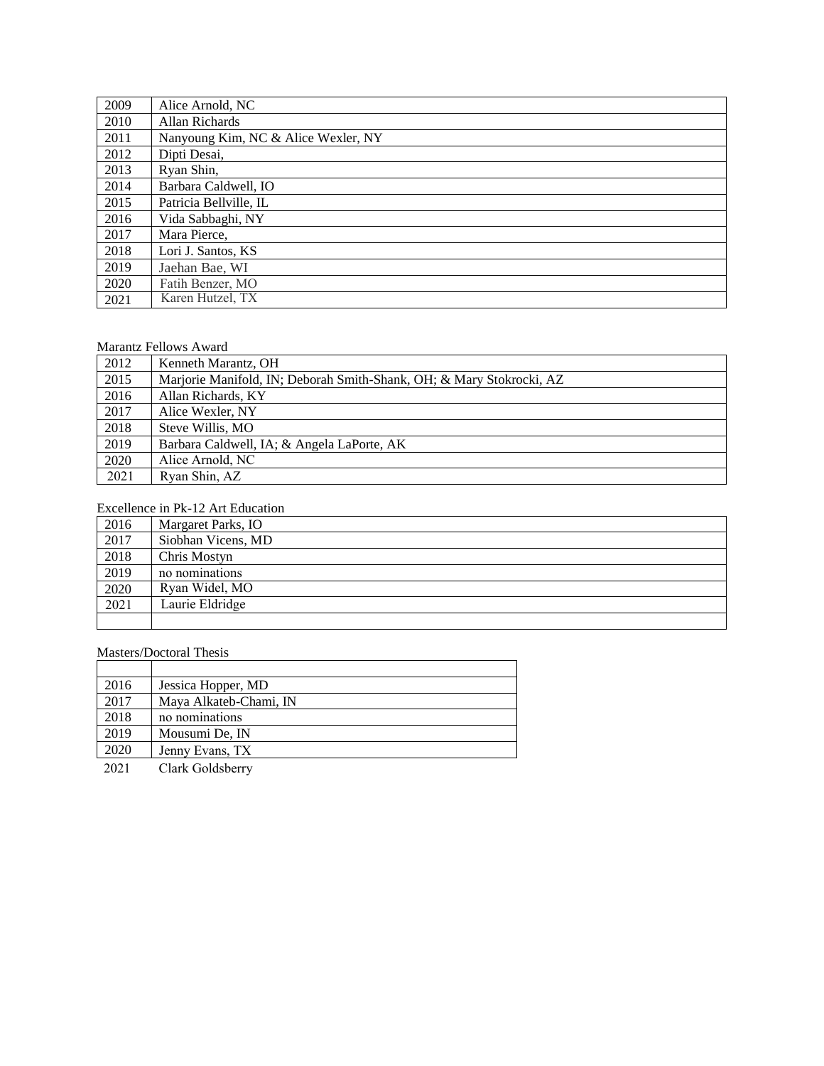| | |
|---|---|
| 2009 | Alice Arnold, NC |
| 2010 | Allan Richards |
| 2011 | Nanyoung Kim, NC & Alice Wexler, NY |
| 2012 | Dipti Desai, |
| 2013 | Ryan Shin, |
| 2014 | Barbara Caldwell, IO |
| 2015 | Patricia Bellville, IL |
| 2016 | Vida Sabbaghi, NY |
| 2017 | Mara Pierce, |
| 2018 | Lori J. Santos, KS |
| 2019 | Jaehan Bae, WI |
| 2020 | Fatih Benzer, MO |
| 2021 | Karen Hutzel, TX |

Marantz Fellows Award

| | |
|---|---|
| 2012 | Kenneth Marantz, OH |
| 2015 | Marjorie Manifold, IN; Deborah Smith-Shank, OH; & Mary Stokrocki, AZ |
| 2016 | Allan Richards, KY |
| 2017 | Alice Wexler, NY |
| 2018 | Steve Willis, MO |
| 2019 | Barbara Caldwell, IA; & Angela LaPorte, AK |
| 2020 | Alice Arnold, NC |
| 2021 | Ryan Shin, AZ |

Excellence in Pk-12 Art Education

| | |
|---|---|
| 2016 | Margaret Parks, IO |
| 2017 | Siobhan Vicens, MD |
| 2018 | Chris Mostyn |
| 2019 | no nominations |
| 2020 | Ryan Widel, MO |
| 2021 | Laurie Eldridge |
| | |

Masters/Doctoral Thesis

| | |
|---|---|
| 2016 | Jessica Hopper, MD |
| 2017 | Maya Alkateb-Chami, IN |
| 2018 | no nominations |
| 2019 | Mousumi De, IN |
| 2020 | Jenny Evans, TX |
| 2021 | Clark Goldsberry |